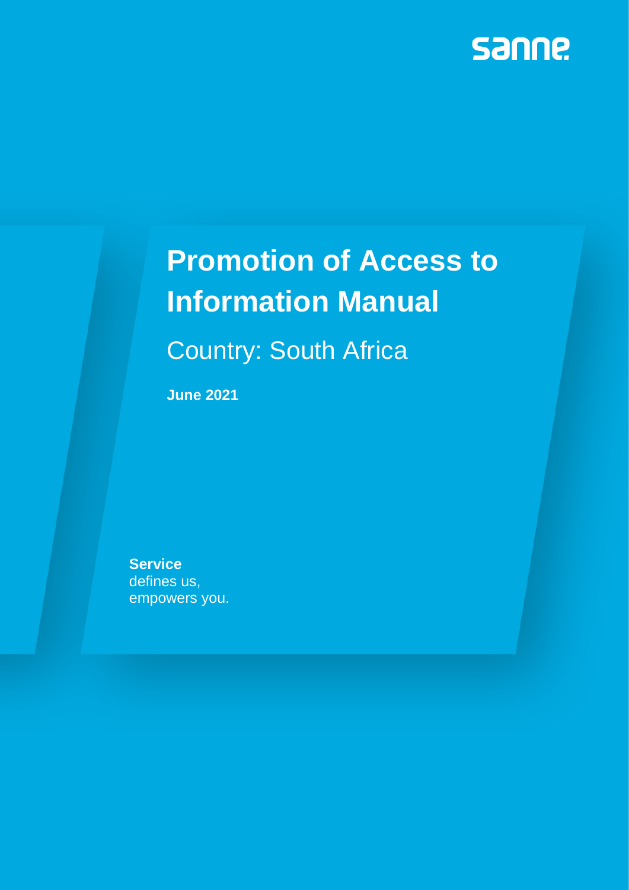sanne

# Promotion of Access to Information Manual

## Country: South Africa

**June 2021**

**Service**
defines us,
empowers you.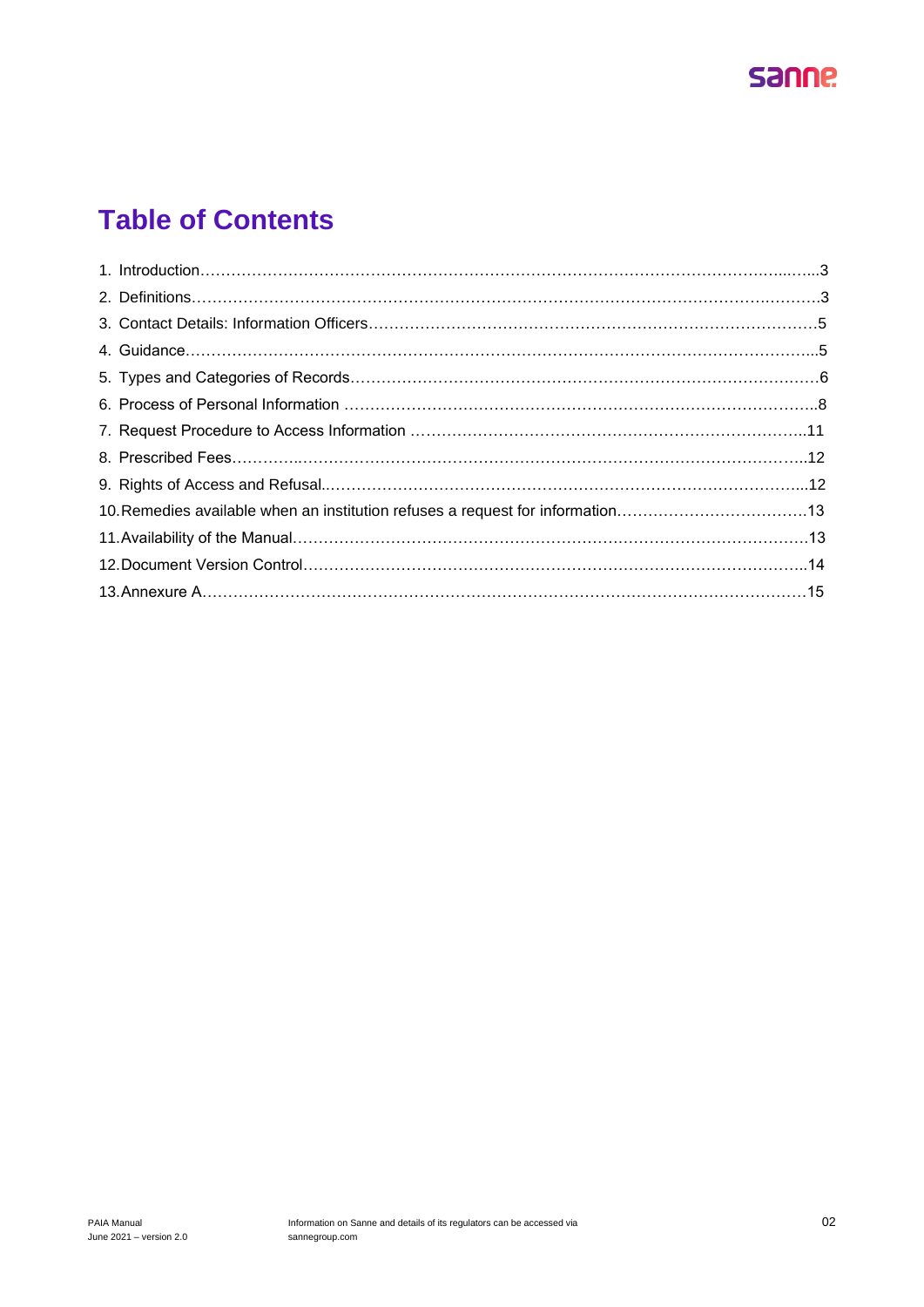# Table of Contents

1. Introduction……………………………………………………………………………………………..…...3
2. Definitions……………………………………………………………………………………………………3
3. Contact Details: Information Officers…………………………………………………………………………5
4. Guidance……………………………………………………………………………………………………...5
5. Types and Categories of Records……………………………………………………………………………6
6. Process of Personal Information ……………………………………………………………………………..8
7. Request Procedure to Access Information …………………………………………………………………..11
8. Prescribed Fees…………..…………………………………………………………………………………..12
9. Rights of Access and Refusal..…………………………………………………………………………………...12
10. Remedies available when an institution refuses a request for information………………………………13
11. Availability of the Manual……………………………………………………………………………………13
12. Document Version Control…………………………………………………………………………………..14
13. Annexure A……………………………………………………………………………………………………15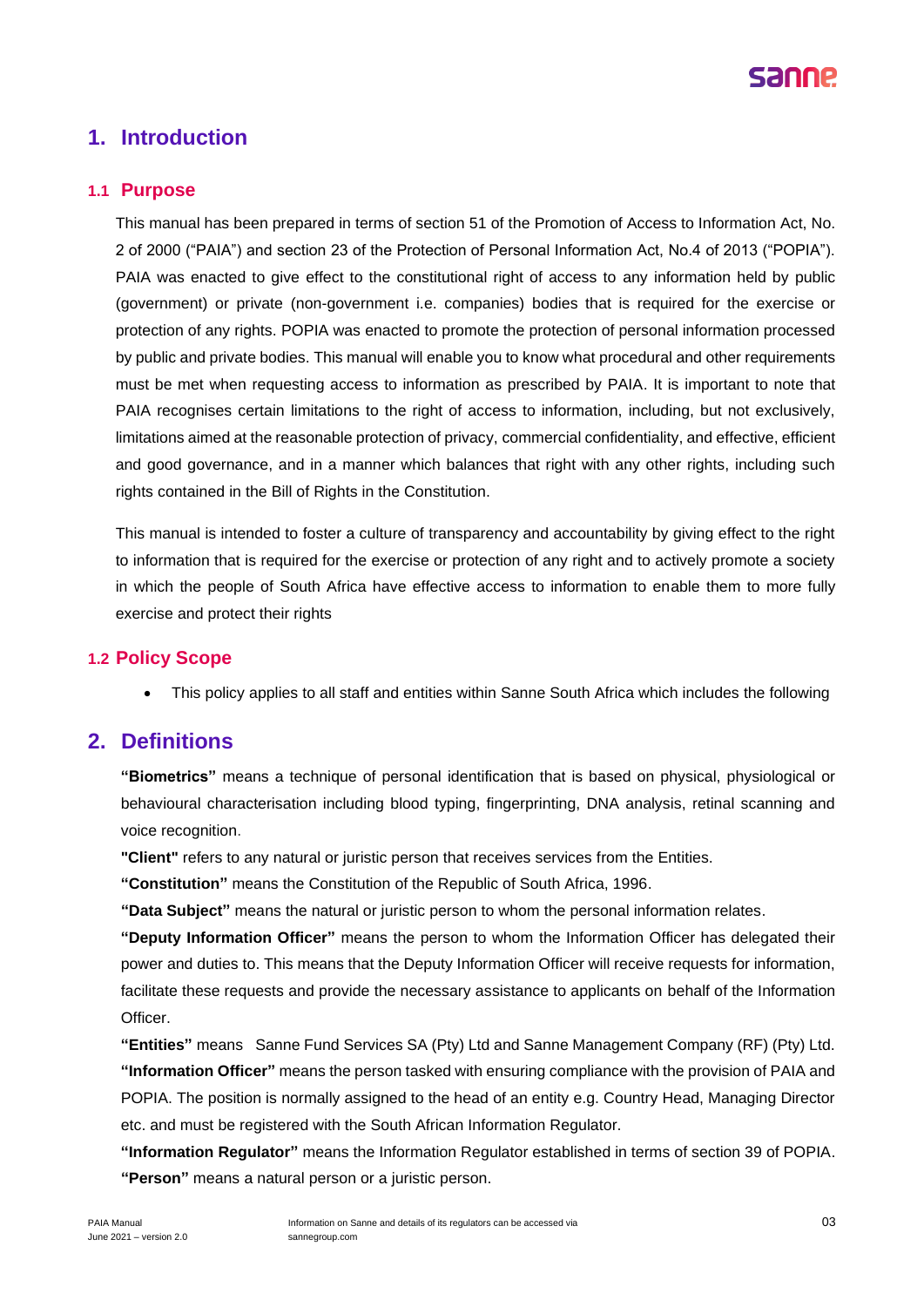# 1. Introduction

## 1.1 Purpose

This manual has been prepared in terms of section 51 of the Promotion of Access to Information Act, No. 2 of 2000 ("PAIA") and section 23 of the Protection of Personal Information Act, No.4 of 2013 ("POPIA"). PAIA was enacted to give effect to the constitutional right of access to any information held by public (government) or private (non-government i.e. companies) bodies that is required for the exercise or protection of any rights. POPIA was enacted to promote the protection of personal information processed by public and private bodies. This manual will enable you to know what procedural and other requirements must be met when requesting access to information as prescribed by PAIA. It is important to note that PAIA recognises certain limitations to the right of access to information, including, but not exclusively, limitations aimed at the reasonable protection of privacy, commercial confidentiality, and effective, efficient and good governance, and in a manner which balances that right with any other rights, including such rights contained in the Bill of Rights in the Constitution.

This manual is intended to foster a culture of transparency and accountability by giving effect to the right to information that is required for the exercise or protection of any right and to actively promote a society in which the people of South Africa have effective access to information to enable them to more fully exercise and protect their rights

## 1.2 Policy Scope

- This policy applies to all staff and entities within Sanne South Africa which includes the following

# 2. Definitions

**"Biometrics"** means a technique of personal identification that is based on physical, physiological or behavioural characterisation including blood typing, fingerprinting, DNA analysis, retinal scanning and voice recognition.

**"Client"** refers to any natural or juristic person that receives services from the Entities.

**"Constitution"** means the Constitution of the Republic of South Africa, 1996.

**"Data Subject"** means the natural or juristic person to whom the personal information relates.

**"Deputy Information Officer"** means the person to whom the Information Officer has delegated their power and duties to. This means that the Deputy Information Officer will receive requests for information, facilitate these requests and provide the necessary assistance to applicants on behalf of the Information Officer.

**"Entities"** means Sanne Fund Services SA (Pty) Ltd and Sanne Management Company (RF) (Pty) Ltd.

**"Information Officer"** means the person tasked with ensuring compliance with the provision of PAIA and POPIA. The position is normally assigned to the head of an entity e.g. Country Head, Managing Director etc. and must be registered with the South African Information Regulator.

**"Information Regulator"** means the Information Regulator established in terms of section 39 of POPIA.

**"Person"** means a natural person or a juristic person.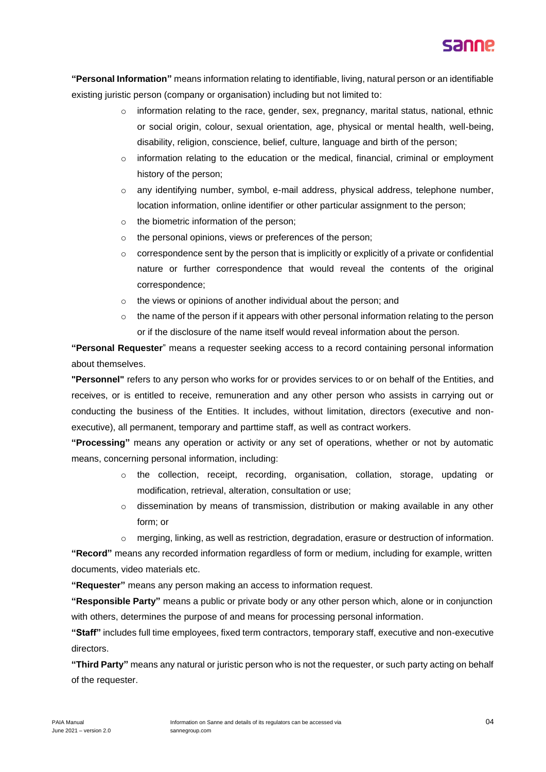**"Personal Information"** means information relating to identifiable, living, natural person or an identifiable existing juristic person (company or organisation) including but not limited to:

- information relating to the race, gender, sex, pregnancy, marital status, national, ethnic or social origin, colour, sexual orientation, age, physical or mental health, well-being, disability, religion, conscience, belief, culture, language and birth of the person;
- information relating to the education or the medical, financial, criminal or employment history of the person;
- any identifying number, symbol, e-mail address, physical address, telephone number, location information, online identifier or other particular assignment to the person;
- the biometric information of the person;
- the personal opinions, views or preferences of the person;
- correspondence sent by the person that is implicitly or explicitly of a private or confidential nature or further correspondence that would reveal the contents of the original correspondence;
- the views or opinions of another individual about the person; and
- the name of the person if it appears with other personal information relating to the person or if the disclosure of the name itself would reveal information about the person.

**"Personal Requester"** means a requester seeking access to a record containing personal information about themselves.

**"Personnel"** refers to any person who works for or provides services to or on behalf of the Entities, and receives, or is entitled to receive, remuneration and any other person who assists in carrying out or conducting the business of the Entities. It includes, without limitation, directors (executive and non-executive), all permanent, temporary and parttime staff, as well as contract workers.

**"Processing"** means any operation or activity or any set of operations, whether or not by automatic means, concerning personal information, including:

- the collection, receipt, recording, organisation, collation, storage, updating or modification, retrieval, alteration, consultation or use;
- dissemination by means of transmission, distribution or making available in any other form; or
- merging, linking, as well as restriction, degradation, erasure or destruction of information.

**"Record"** means any recorded information regardless of form or medium, including for example, written documents, video materials etc.

**"Requester"** means any person making an access to information request.

**"Responsible Party"** means a public or private body or any other person which, alone or in conjunction with others, determines the purpose of and means for processing personal information.

**"Staff"** includes full time employees, fixed term contractors, temporary staff, executive and non-executive directors.

**"Third Party"** means any natural or juristic person who is not the requester, or such party acting on behalf of the requester.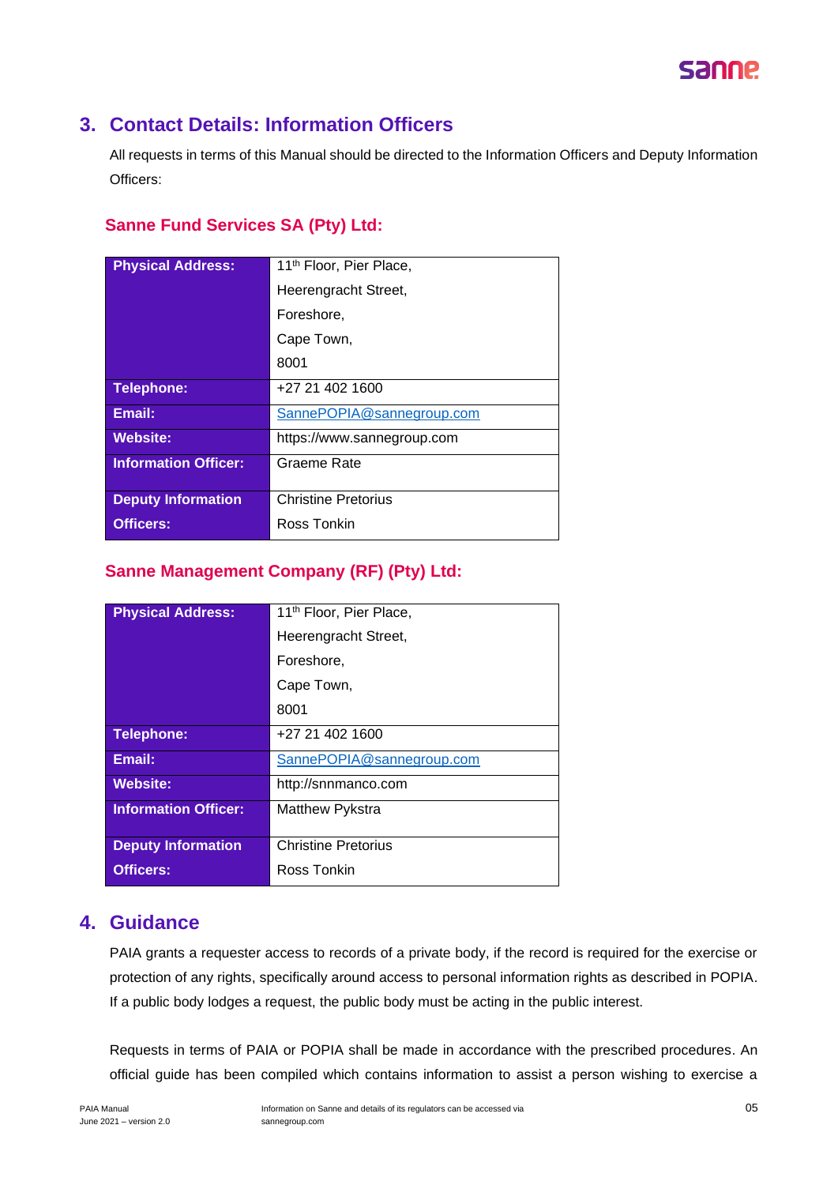## 3. Contact Details: Information Officers

All requests in terms of this Manual should be directed to the Information Officers and Deputy Information Officers:

### Sanne Fund Services SA (Pty) Ltd:

| | |
|---|---|
| **Physical Address:** | 11th Floor, Pier Place,<br>Heerengracht Street,<br>Foreshore,<br>Cape Town,<br>8001 |
| **Telephone:** | +27 21 402 1600 |
| **Email:** | SannePOPIA@sannegroup.com |
| **Website:** | https://www.sannegroup.com |
| **Information Officer:** | Graeme Rate |
| **Deputy Information Officers:** | Christine Pretorius<br>Ross Tonkin |

### Sanne Management Company (RF) (Pty) Ltd:

| | |
|---|---|
| **Physical Address:** | 11th Floor, Pier Place,<br>Heerengracht Street,<br>Foreshore,<br>Cape Town,<br>8001 |
| **Telephone:** | +27 21 402 1600 |
| **Email:** | SannePOPIA@sannegroup.com |
| **Website:** | http://snnmanco.com |
| **Information Officer:** | Matthew Pykstra |
| **Deputy Information Officers:** | Christine Pretorius<br>Ross Tonkin |

## 4. Guidance

PAIA grants a requester access to records of a private body, if the record is required for the exercise or protection of any rights, specifically around access to personal information rights as described in POPIA. If a public body lodges a request, the public body must be acting in the public interest.

Requests in terms of PAIA or POPIA shall be made in accordance with the prescribed procedures. An official guide has been compiled which contains information to assist a person wishing to exercise a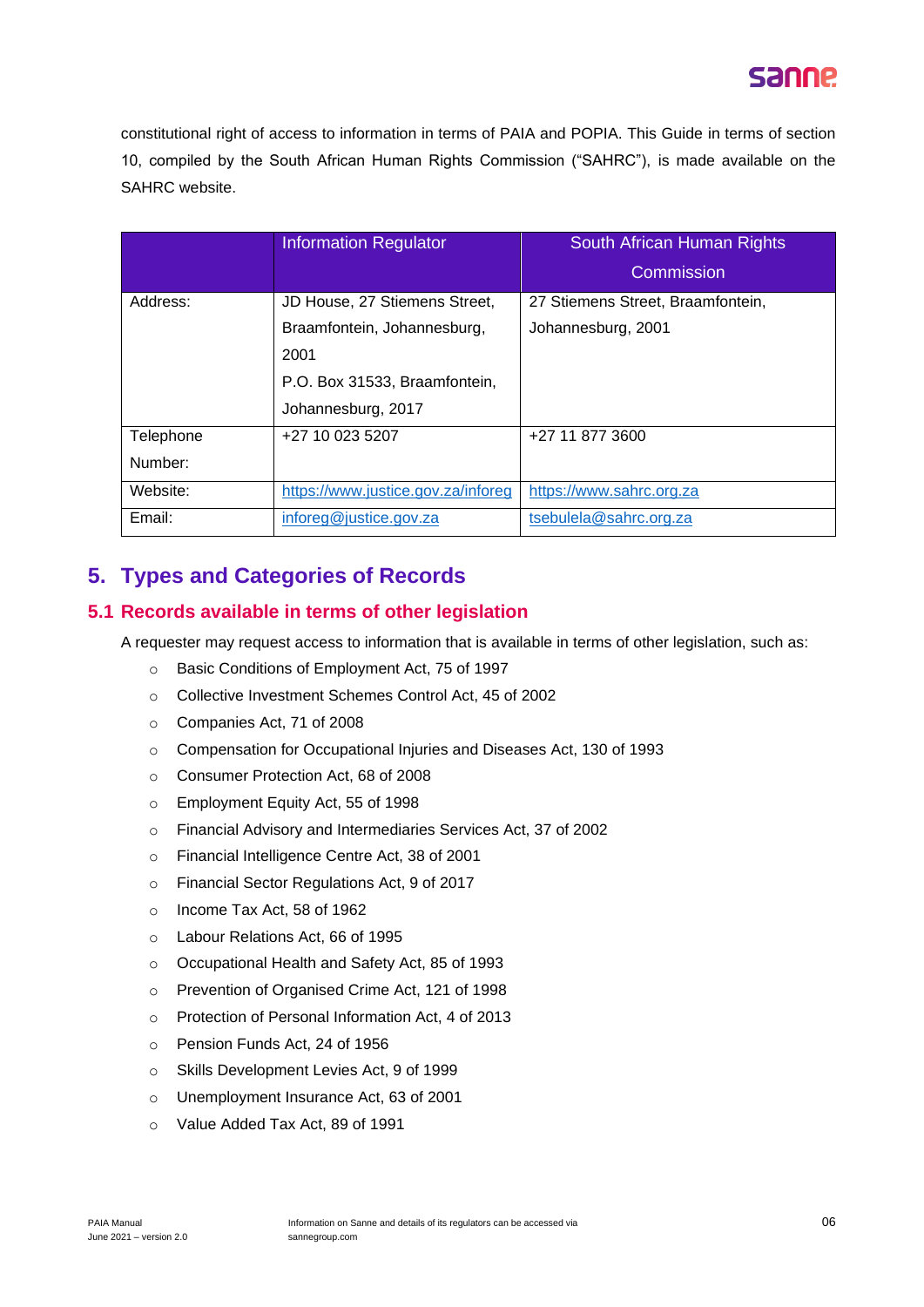constitutional right of access to information in terms of PAIA and POPIA. This Guide in terms of section 10, compiled by the South African Human Rights Commission ("SAHRC"), is made available on the SAHRC website.

| | Information Regulator | South African Human Rights Commission |
|---|---|---|
| Address: | JD House, 27 Stiemens Street, Braamfontein, Johannesburg, 2001<br>P.O. Box 31533, Braamfontein, Johannesburg, 2017 | 27 Stiemens Street, Braamfontein, Johannesburg, 2001 |
| Telephone Number: | +27 10 023 5207 | +27 11 877 3600 |
| Website: | https://www.justice.gov.za/inforeg | https://www.sahrc.org.za |
| Email: | inforeg@justice.gov.za | tsebulela@sahrc.org.za |

# 5. Types and Categories of Records

## 5.1 Records available in terms of other legislation

A requester may request access to information that is available in terms of other legislation, such as:

- Basic Conditions of Employment Act, 75 of 1997
- Collective Investment Schemes Control Act, 45 of 2002
- Companies Act, 71 of 2008
- Compensation for Occupational Injuries and Diseases Act, 130 of 1993
- Consumer Protection Act, 68 of 2008
- Employment Equity Act, 55 of 1998
- Financial Advisory and Intermediaries Services Act, 37 of 2002
- Financial Intelligence Centre Act, 38 of 2001
- Financial Sector Regulations Act, 9 of 2017
- Income Tax Act, 58 of 1962
- Labour Relations Act, 66 of 1995
- Occupational Health and Safety Act, 85 of 1993
- Prevention of Organised Crime Act, 121 of 1998
- Protection of Personal Information Act, 4 of 2013
- Pension Funds Act, 24 of 1956
- Skills Development Levies Act, 9 of 1999
- Unemployment Insurance Act, 63 of 2001
- Value Added Tax Act, 89 of 1991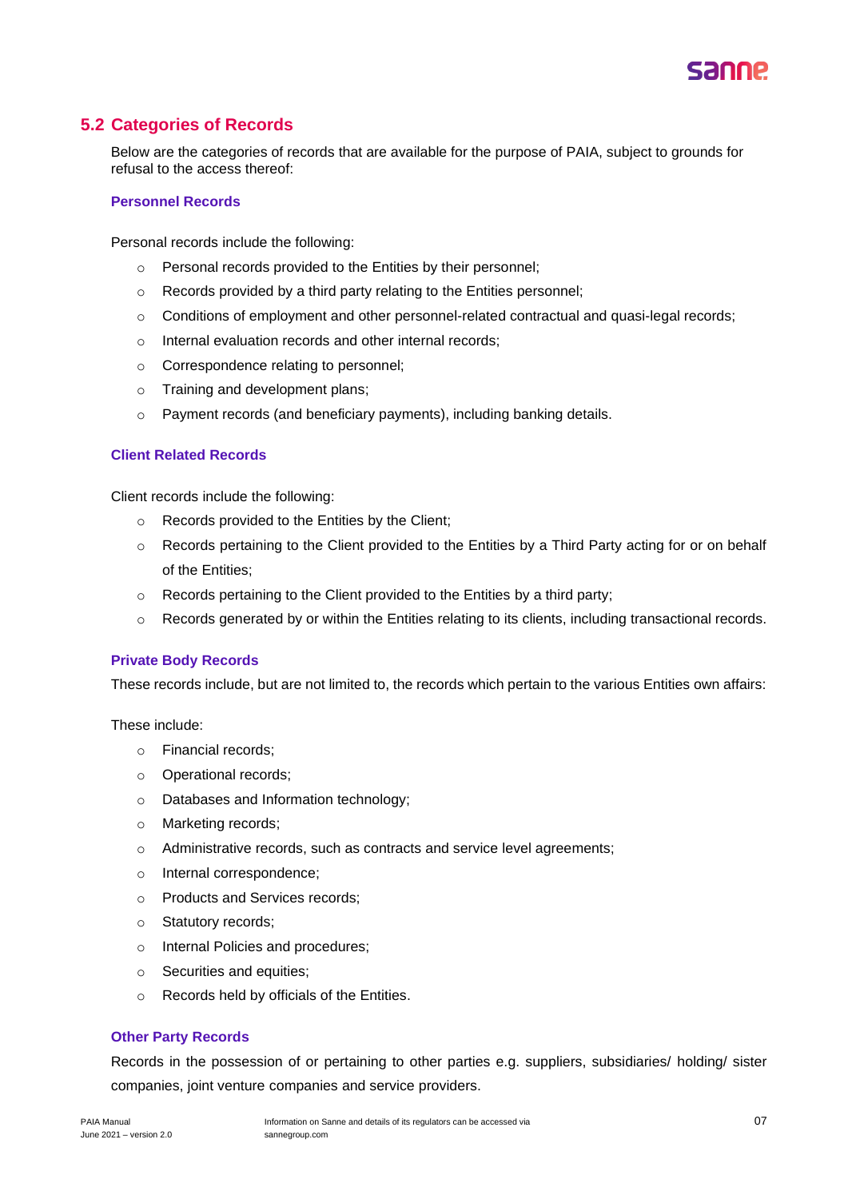## 5.2 Categories of Records

Below are the categories of records that are available for the purpose of PAIA, subject to grounds for refusal to the access thereof:

### Personnel Records

Personal records include the following:

- Personal records provided to the Entities by their personnel;
- Records provided by a third party relating to the Entities personnel;
- Conditions of employment and other personnel-related contractual and quasi-legal records;
- Internal evaluation records and other internal records;
- Correspondence relating to personnel;
- Training and development plans;
- Payment records (and beneficiary payments), including banking details.

### Client Related Records

Client records include the following:

- Records provided to the Entities by the Client;
- Records pertaining to the Client provided to the Entities by a Third Party acting for or on behalf of the Entities;
- Records pertaining to the Client provided to the Entities by a third party;
- Records generated by or within the Entities relating to its clients, including transactional records.

### Private Body Records

These records include, but are not limited to, the records which pertain to the various Entities own affairs:

These include:

- Financial records;
- Operational records;
- Databases and Information technology;
- Marketing records;
- Administrative records, such as contracts and service level agreements;
- Internal correspondence;
- Products and Services records;
- Statutory records;
- Internal Policies and procedures;
- Securities and equities;
- Records held by officials of the Entities.

### Other Party Records

Records in the possession of or pertaining to other parties e.g. suppliers, subsidiaries/ holding/ sister companies, joint venture companies and service providers.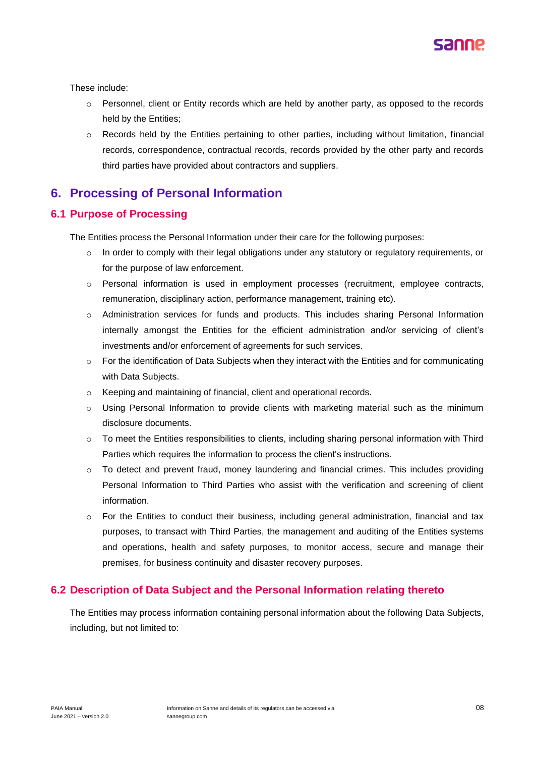These include:

- Personnel, client or Entity records which are held by another party, as opposed to the records held by the Entities;
- Records held by the Entities pertaining to other parties, including without limitation, financial records, correspondence, contractual records, records provided by the other party and records third parties have provided about contractors and suppliers.

## 6. Processing of Personal Information

### 6.1 Purpose of Processing

The Entities process the Personal Information under their care for the following purposes:

- In order to comply with their legal obligations under any statutory or regulatory requirements, or for the purpose of law enforcement.
- Personal information is used in employment processes (recruitment, employee contracts, remuneration, disciplinary action, performance management, training etc).
- Administration services for funds and products. This includes sharing Personal Information internally amongst the Entities for the efficient administration and/or servicing of client's investments and/or enforcement of agreements for such services.
- For the identification of Data Subjects when they interact with the Entities and for communicating with Data Subjects.
- Keeping and maintaining of financial, client and operational records.
- Using Personal Information to provide clients with marketing material such as the minimum disclosure documents.
- To meet the Entities responsibilities to clients, including sharing personal information with Third Parties which requires the information to process the client's instructions.
- To detect and prevent fraud, money laundering and financial crimes. This includes providing Personal Information to Third Parties who assist with the verification and screening of client information.
- For the Entities to conduct their business, including general administration, financial and tax purposes, to transact with Third Parties, the management and auditing of the Entities systems and operations, health and safety purposes, to monitor access, secure and manage their premises, for business continuity and disaster recovery purposes.

### 6.2 Description of Data Subject and the Personal Information relating thereto

The Entities may process information containing personal information about the following Data Subjects, including, but not limited to: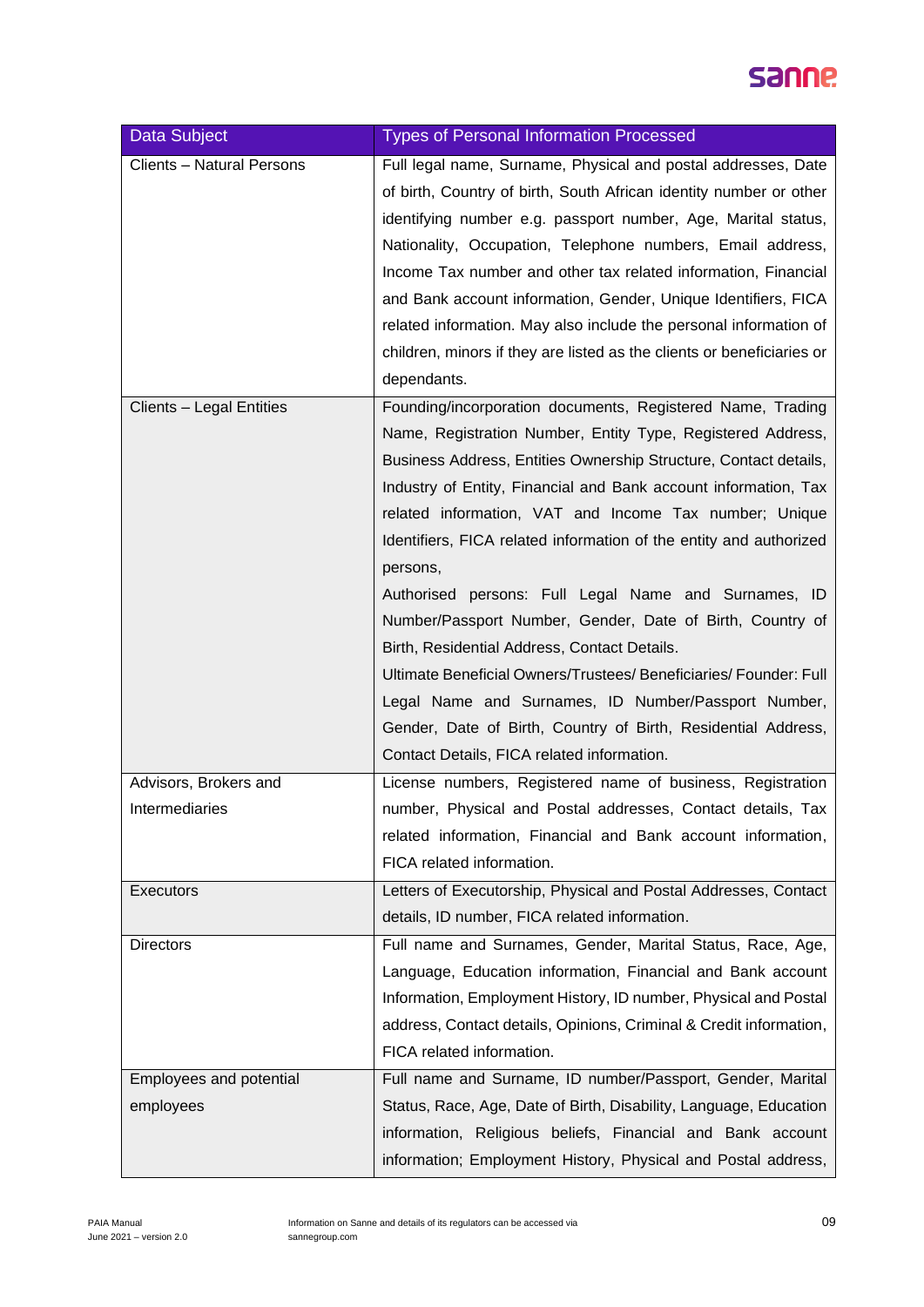| Data Subject | Types of Personal Information Processed |
| --- | --- |
| Clients – Natural Persons | Full legal name, Surname, Physical and postal addresses, Date of birth, Country of birth, South African identity number or other identifying number e.g. passport number, Age, Marital status, Nationality, Occupation, Telephone numbers, Email address, Income Tax number and other tax related information, Financial and Bank account information, Gender, Unique Identifiers, FICA related information. May also include the personal information of children, minors if they are listed as the clients or beneficiaries or dependants. |
| Clients – Legal Entities | Founding/incorporation documents, Registered Name, Trading Name, Registration Number, Entity Type, Registered Address, Business Address, Entities Ownership Structure, Contact details, Industry of Entity, Financial and Bank account information, Tax related information, VAT and Income Tax number; Unique Identifiers, FICA related information of the entity and authorized persons,<br>Authorised persons: Full Legal Name and Surnames, ID Number/Passport Number, Gender, Date of Birth, Country of Birth, Residential Address, Contact Details.<br>Ultimate Beneficial Owners/Trustees/ Beneficiaries/ Founder: Full Legal Name and Surnames, ID Number/Passport Number, Gender, Date of Birth, Country of Birth, Residential Address, Contact Details, FICA related information. |
| Advisors, Brokers and Intermediaries | License numbers, Registered name of business, Registration number, Physical and Postal addresses, Contact details, Tax related information, Financial and Bank account information, FICA related information. |
| Executors | Letters of Executorship, Physical and Postal Addresses, Contact details, ID number, FICA related information. |
| Directors | Full name and Surnames, Gender, Marital Status, Race, Age, Language, Education information, Financial and Bank account Information, Employment History, ID number, Physical and Postal address, Contact details, Opinions, Criminal & Credit information, FICA related information. |
| Employees and potential employees | Full name and Surname, ID number/Passport, Gender, Marital Status, Race, Age, Date of Birth, Disability, Language, Education information, Religious beliefs, Financial and Bank account information; Employment History, Physical and Postal address, |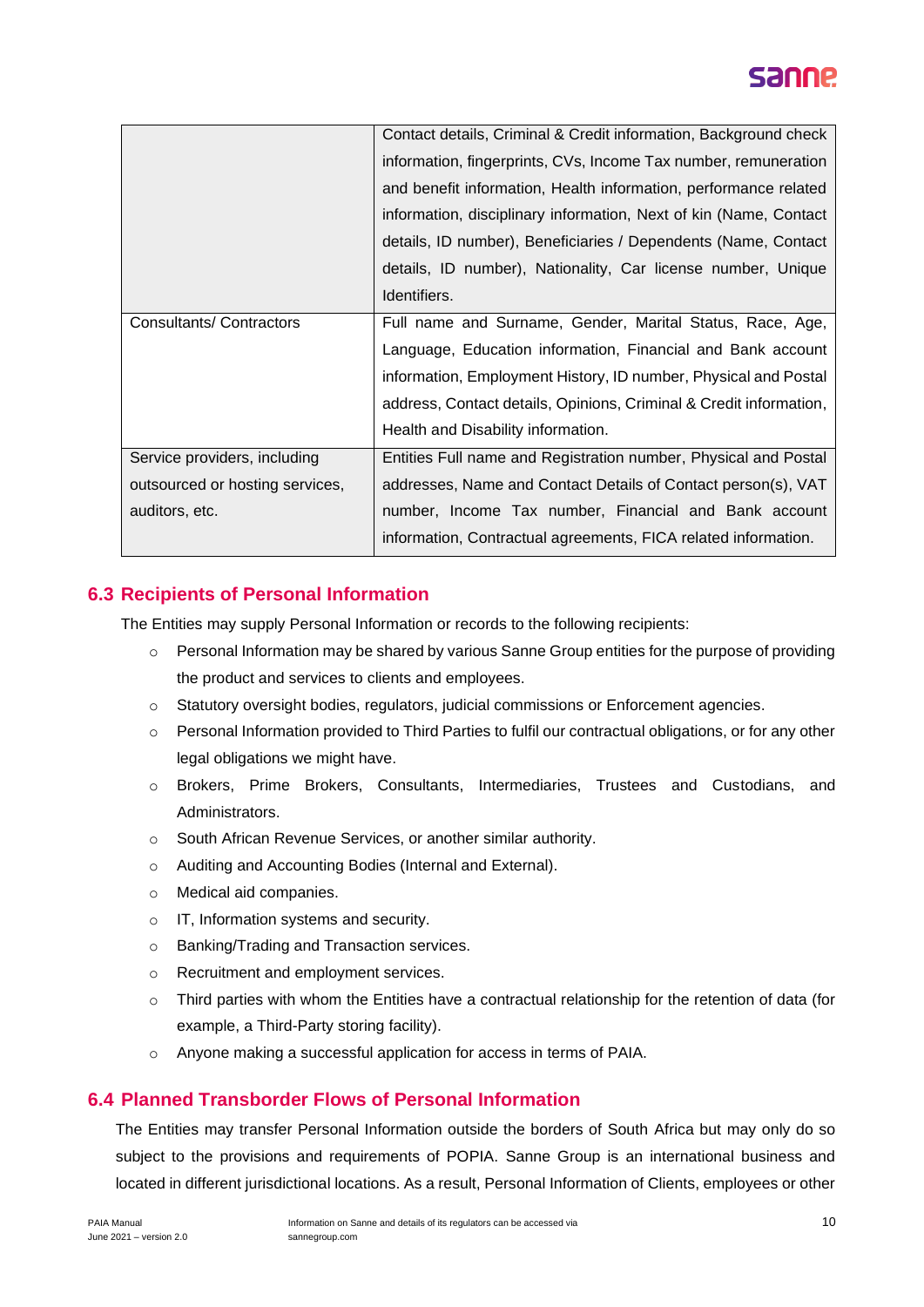| | |
|---|---|
| | Contact details, Criminal & Credit information, Background check information, fingerprints, CVs, Income Tax number, remuneration and benefit information, Health information, performance related information, disciplinary information, Next of kin (Name, Contact details, ID number), Beneficiaries / Dependents (Name, Contact details, ID number), Nationality, Car license number, Unique Identifiers. |
| Consultants/ Contractors | Full name and Surname, Gender, Marital Status, Race, Age, Language, Education information, Financial and Bank account information, Employment History, ID number, Physical and Postal address, Contact details, Opinions, Criminal & Credit information, Health and Disability information. |
| Service providers, including outsourced or hosting services, auditors, etc. | Entities Full name and Registration number, Physical and Postal addresses, Name and Contact Details of Contact person(s), VAT number, Income Tax number, Financial and Bank account information, Contractual agreements, FICA related information. |

## 6.3 Recipients of Personal Information

The Entities may supply Personal Information or records to the following recipients:

- Personal Information may be shared by various Sanne Group entities for the purpose of providing the product and services to clients and employees.
- Statutory oversight bodies, regulators, judicial commissions or Enforcement agencies.
- Personal Information provided to Third Parties to fulfil our contractual obligations, or for any other legal obligations we might have.
- Brokers, Prime Brokers, Consultants, Intermediaries, Trustees and Custodians, and Administrators.
- South African Revenue Services, or another similar authority.
- Auditing and Accounting Bodies (Internal and External).
- Medical aid companies.
- IT, Information systems and security.
- Banking/Trading and Transaction services.
- Recruitment and employment services.
- Third parties with whom the Entities have a contractual relationship for the retention of data (for example, a Third-Party storing facility).
- Anyone making a successful application for access in terms of PAIA.

## 6.4 Planned Transborder Flows of Personal Information

The Entities may transfer Personal Information outside the borders of South Africa but may only do so subject to the provisions and requirements of POPIA. Sanne Group is an international business and located in different jurisdictional locations. As a result, Personal Information of Clients, employees or other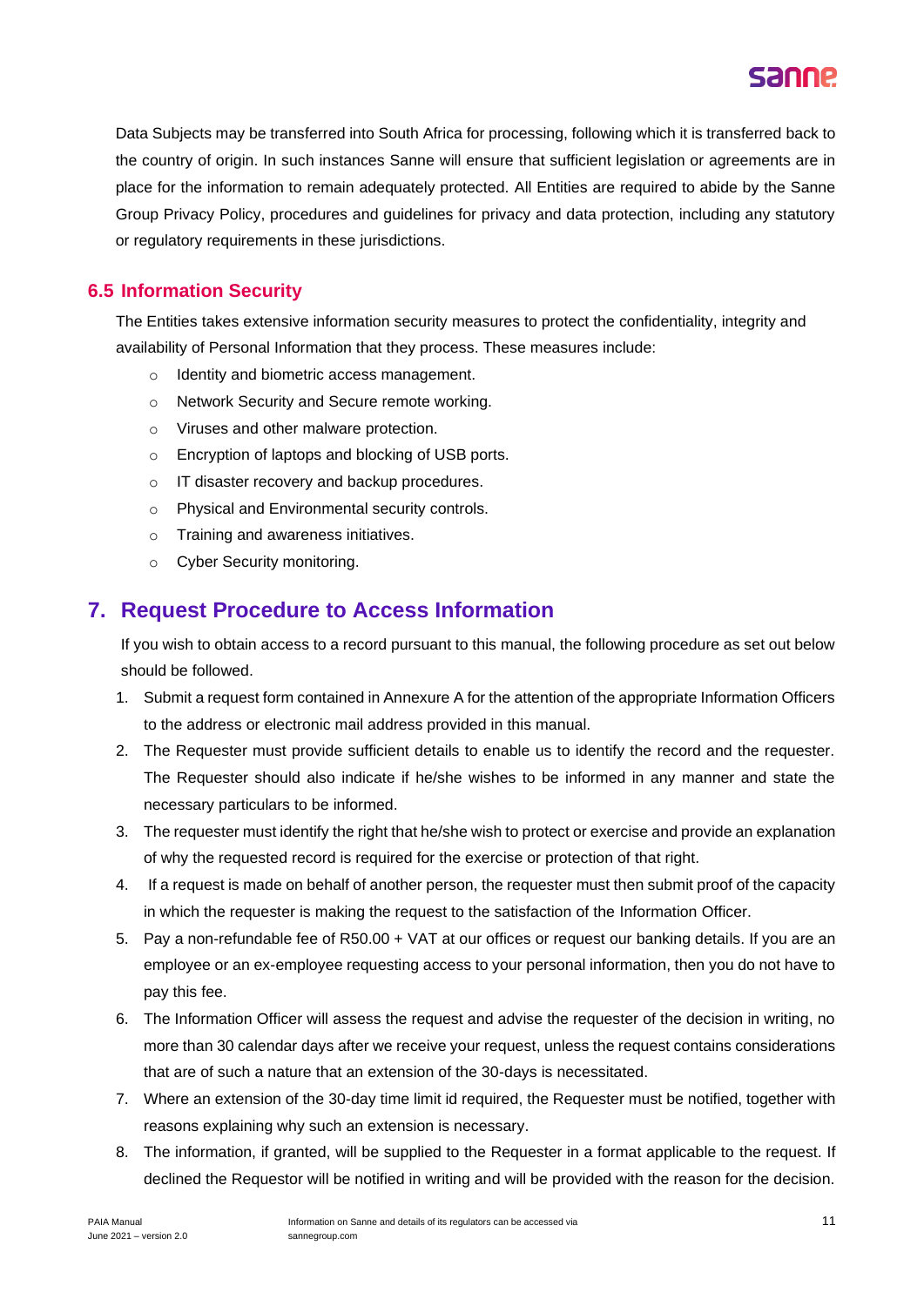Data Subjects may be transferred into South Africa for processing, following which it is transferred back to the country of origin. In such instances Sanne will ensure that sufficient legislation or agreements are in place for the information to remain adequately protected. All Entities are required to abide by the Sanne Group Privacy Policy, procedures and guidelines for privacy and data protection, including any statutory or regulatory requirements in these jurisdictions.

### 6.5 Information Security

The Entities takes extensive information security measures to protect the confidentiality, integrity and availability of Personal Information that they process. These measures include:

- Identity and biometric access management.
- Network Security and Secure remote working.
- Viruses and other malware protection.
- Encryption of laptops and blocking of USB ports.
- IT disaster recovery and backup procedures.
- Physical and Environmental security controls.
- Training and awareness initiatives.
- Cyber Security monitoring.

## 7. Request Procedure to Access Information

If you wish to obtain access to a record pursuant to this manual, the following procedure as set out below should be followed.

1. Submit a request form contained in Annexure A for the attention of the appropriate Information Officers to the address or electronic mail address provided in this manual.
2. The Requester must provide sufficient details to enable us to identify the record and the requester. The Requester should also indicate if he/she wishes to be informed in any manner and state the necessary particulars to be informed.
3. The requester must identify the right that he/she wish to protect or exercise and provide an explanation of why the requested record is required for the exercise or protection of that right.
4. If a request is made on behalf of another person, the requester must then submit proof of the capacity in which the requester is making the request to the satisfaction of the Information Officer.
5. Pay a non-refundable fee of R50.00 + VAT at our offices or request our banking details. If you are an employee or an ex-employee requesting access to your personal information, then you do not have to pay this fee.
6. The Information Officer will assess the request and advise the requester of the decision in writing, no more than 30 calendar days after we receive your request, unless the request contains considerations that are of such a nature that an extension of the 30-days is necessitated.
7. Where an extension of the 30-day time limit id required, the Requester must be notified, together with reasons explaining why such an extension is necessary.
8. The information, if granted, will be supplied to the Requester in a format applicable to the request. If declined the Requestor will be notified in writing and will be provided with the reason for the decision.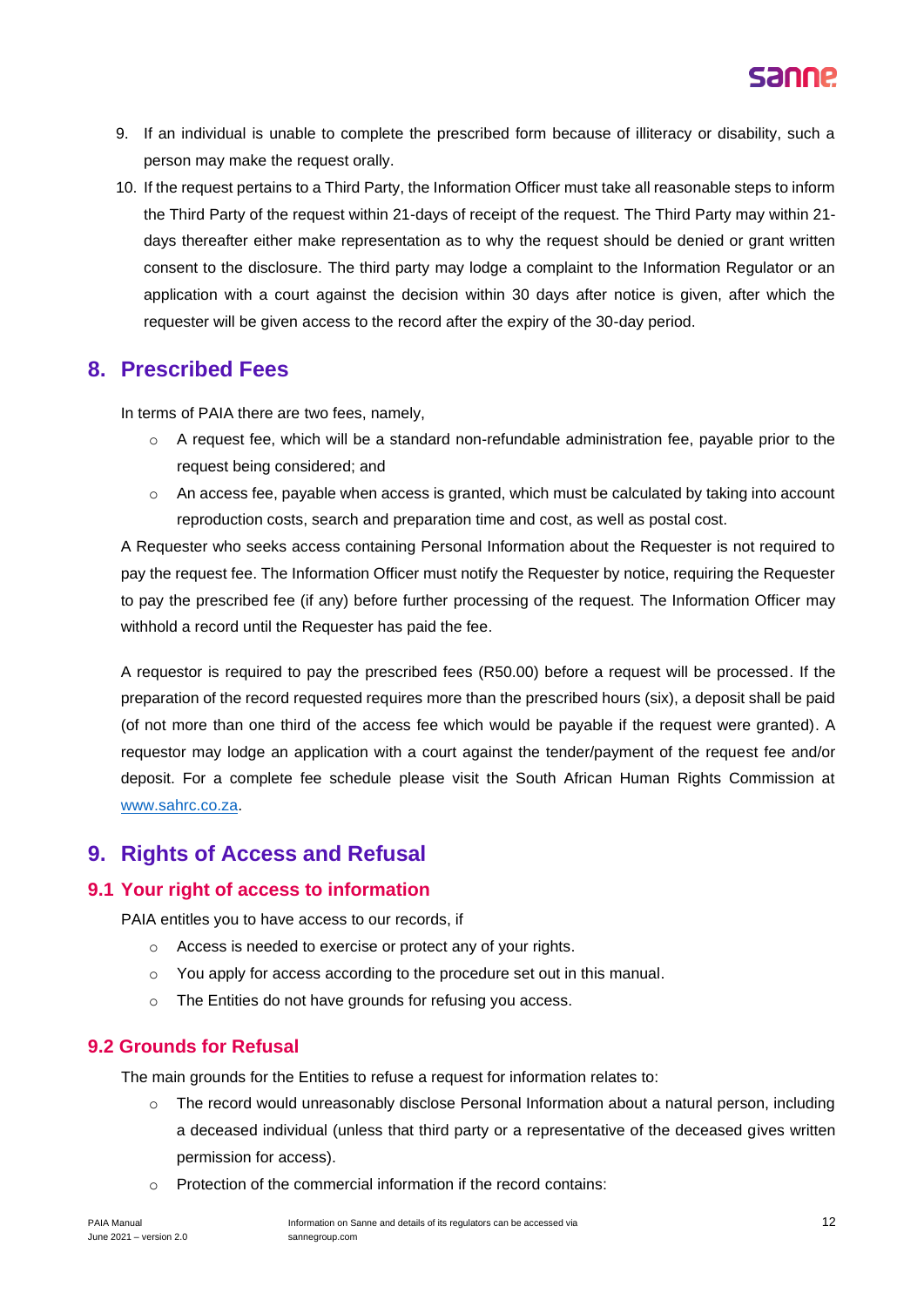9. If an individual is unable to complete the prescribed form because of illiteracy or disability, such a person may make the request orally.
10. If the request pertains to a Third Party, the Information Officer must take all reasonable steps to inform the Third Party of the request within 21-days of receipt of the request. The Third Party may within 21-days thereafter either make representation as to why the request should be denied or grant written consent to the disclosure. The third party may lodge a complaint to the Information Regulator or an application with a court against the decision within 30 days after notice is given, after which the requester will be given access to the record after the expiry of the 30-day period.

## 8. Prescribed Fees

In terms of PAIA there are two fees, namely,

- A request fee, which will be a standard non-refundable administration fee, payable prior to the request being considered; and
- An access fee, payable when access is granted, which must be calculated by taking into account reproduction costs, search and preparation time and cost, as well as postal cost.

A Requester who seeks access containing Personal Information about the Requester is not required to pay the request fee. The Information Officer must notify the Requester by notice, requiring the Requester to pay the prescribed fee (if any) before further processing of the request. The Information Officer may withhold a record until the Requester has paid the fee.

A requestor is required to pay the prescribed fees (R50.00) before a request will be processed. If the preparation of the record requested requires more than the prescribed hours (six), a deposit shall be paid (of not more than one third of the access fee which would be payable if the request were granted). A requestor may lodge an application with a court against the tender/payment of the request fee and/or deposit. For a complete fee schedule please visit the South African Human Rights Commission at www.sahrc.co.za.

## 9. Rights of Access and Refusal

### 9.1 Your right of access to information

PAIA entitles you to have access to our records, if

- Access is needed to exercise or protect any of your rights.
- You apply for access according to the procedure set out in this manual.
- The Entities do not have grounds for refusing you access.

### 9.2 Grounds for Refusal

The main grounds for the Entities to refuse a request for information relates to:

- The record would unreasonably disclose Personal Information about a natural person, including a deceased individual (unless that third party or a representative of the deceased gives written permission for access).
- Protection of the commercial information if the record contains: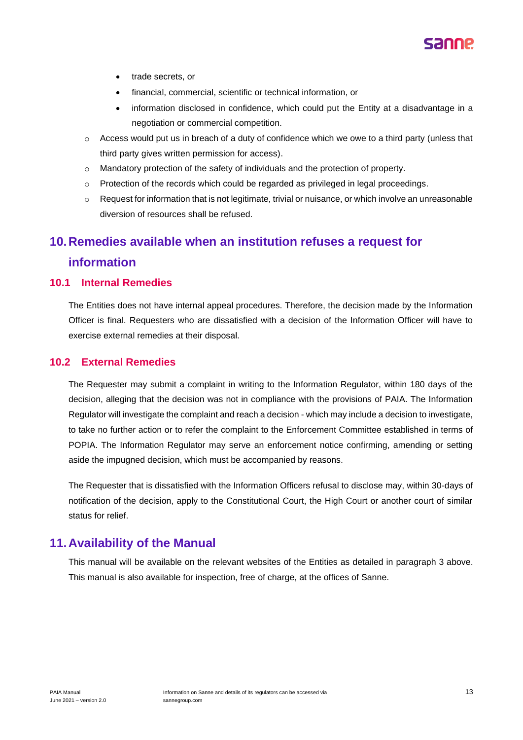- trade secrets, or
  - financial, commercial, scientific or technical information, or
  - information disclosed in confidence, which could put the Entity at a disadvantage in a negotiation or commercial competition.
- Access would put us in breach of a duty of confidence which we owe to a third party (unless that third party gives written permission for access).
- Mandatory protection of the safety of individuals and the protection of property.
- Protection of the records which could be regarded as privileged in legal proceedings.
- Request for information that is not legitimate, trivial or nuisance, or which involve an unreasonable diversion of resources shall be refused.

## 10. Remedies available when an institution refuses a request for information

### 10.1 Internal Remedies

The Entities does not have internal appeal procedures. Therefore, the decision made by the Information Officer is final. Requesters who are dissatisfied with a decision of the Information Officer will have to exercise external remedies at their disposal.

### 10.2 External Remedies

The Requester may submit a complaint in writing to the Information Regulator, within 180 days of the decision, alleging that the decision was not in compliance with the provisions of PAIA. The Information Regulator will investigate the complaint and reach a decision - which may include a decision to investigate, to take no further action or to refer the complaint to the Enforcement Committee established in terms of POPIA. The Information Regulator may serve an enforcement notice confirming, amending or setting aside the impugned decision, which must be accompanied by reasons.

The Requester that is dissatisfied with the Information Officers refusal to disclose may, within 30-days of notification of the decision, apply to the Constitutional Court, the High Court or another court of similar status for relief.

## 11. Availability of the Manual

This manual will be available on the relevant websites of the Entities as detailed in paragraph 3 above. This manual is also available for inspection, free of charge, at the offices of Sanne.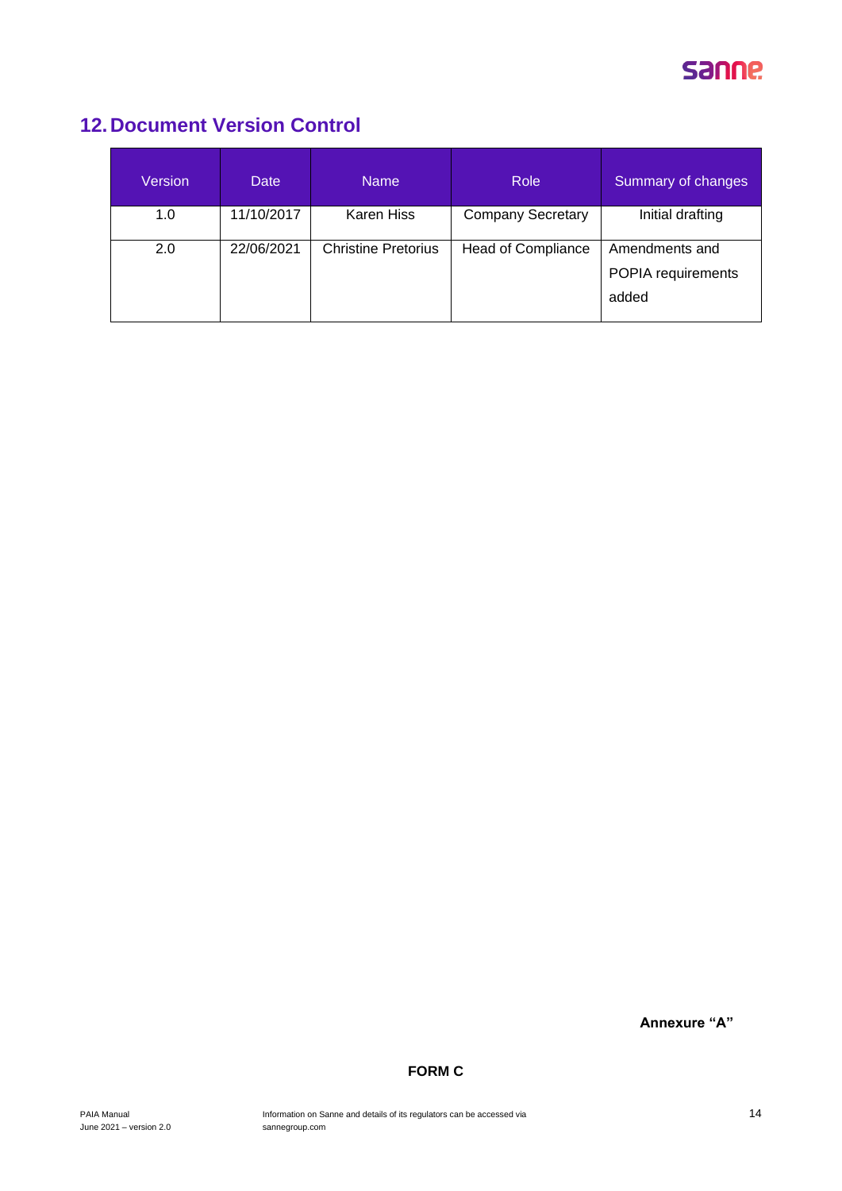## 12. Document Version Control

| Version | Date | Name | Role | Summary of changes |
|---|---|---|---|---|
| 1.0 | 11/10/2017 | Karen Hiss | Company Secretary | Initial drafting |
| 2.0 | 22/06/2021 | Christine Pretorius | Head of Compliance | Amendments and POPIA requirements added |

**Annexure "A"**

**FORM C**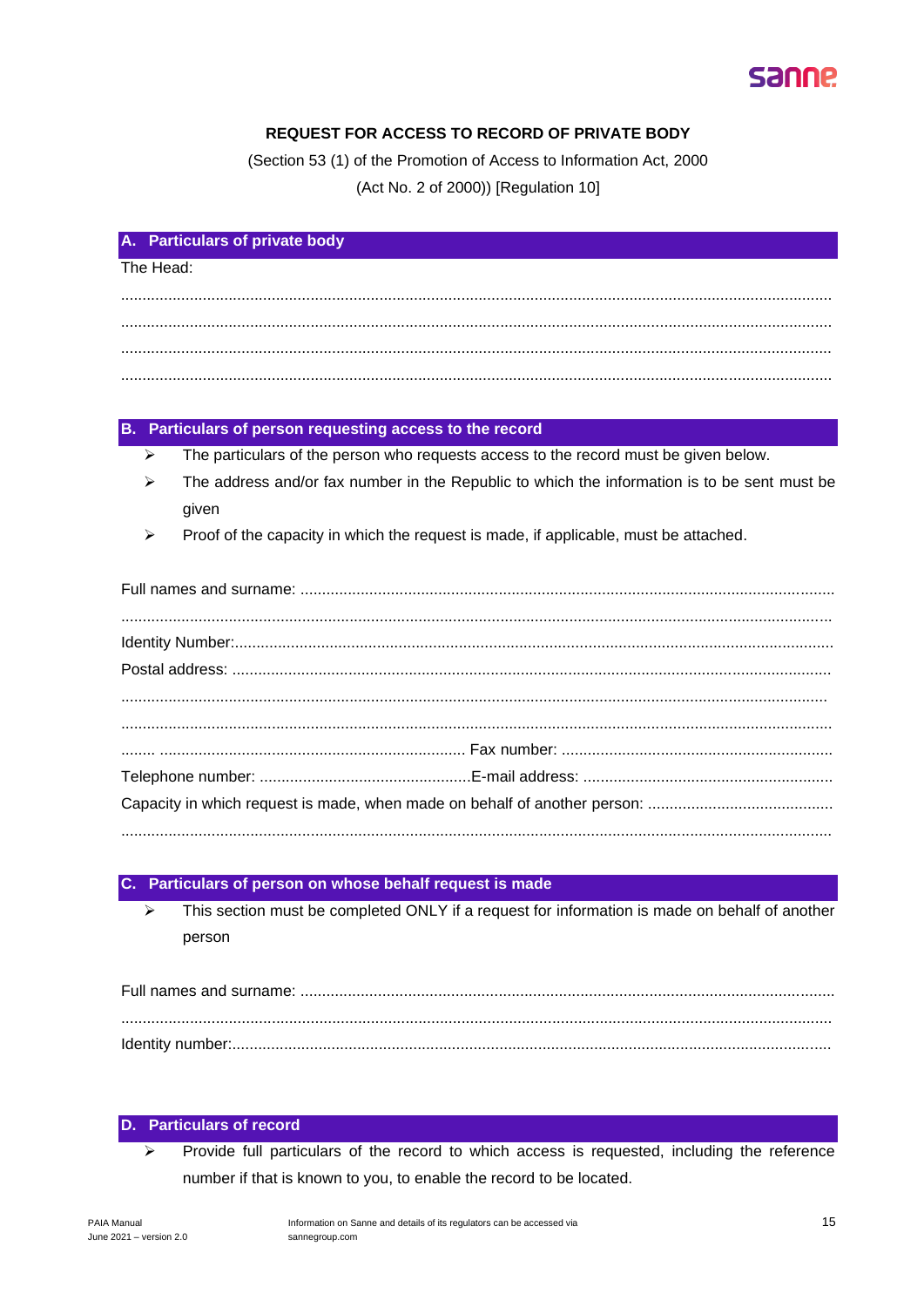**REQUEST FOR ACCESS TO RECORD OF PRIVATE BODY**

(Section 53 (1) of the Promotion of Access to Information Act, 2000

(Act No. 2 of 2000)) [Regulation 10]

## A. Particulars of private body

The Head:

..........................................................................................................................................................

..........................................................................................................................................................

..........................................................................................................................................................

..........................................................................................................................................................

## B. Particulars of person requesting access to the record

- The particulars of the person who requests access to the record must be given below.
- The address and/or fax number in the Republic to which the information is to be sent must be given
- Proof of the capacity in which the request is made, if applicable, must be attached.

Full names and surname: ...........................................................................................................................

..........................................................................................................................................................

Identity Number:.........................................................................................................................................

Postal address: ..........................................................................................................................................

..........................................................................................................................................................

..........................................................................................................................................................

........ ....................................................................... Fax number: ..............................................................

Telephone number: ................................................E-mail address: .........................................................

Capacity in which request is made, when made on behalf of another person: ...........................................

..........................................................................................................................................................

## C. Particulars of person on whose behalf request is made

- This section must be completed ONLY if a request for information is made on behalf of another person

Full names and surname: ...........................................................................................................................

..........................................................................................................................................................

Identity number:..........................................................................................................................................

## D. Particulars of record

- Provide full particulars of the record to which access is requested, including the reference number if that is known to you, to enable the record to be located.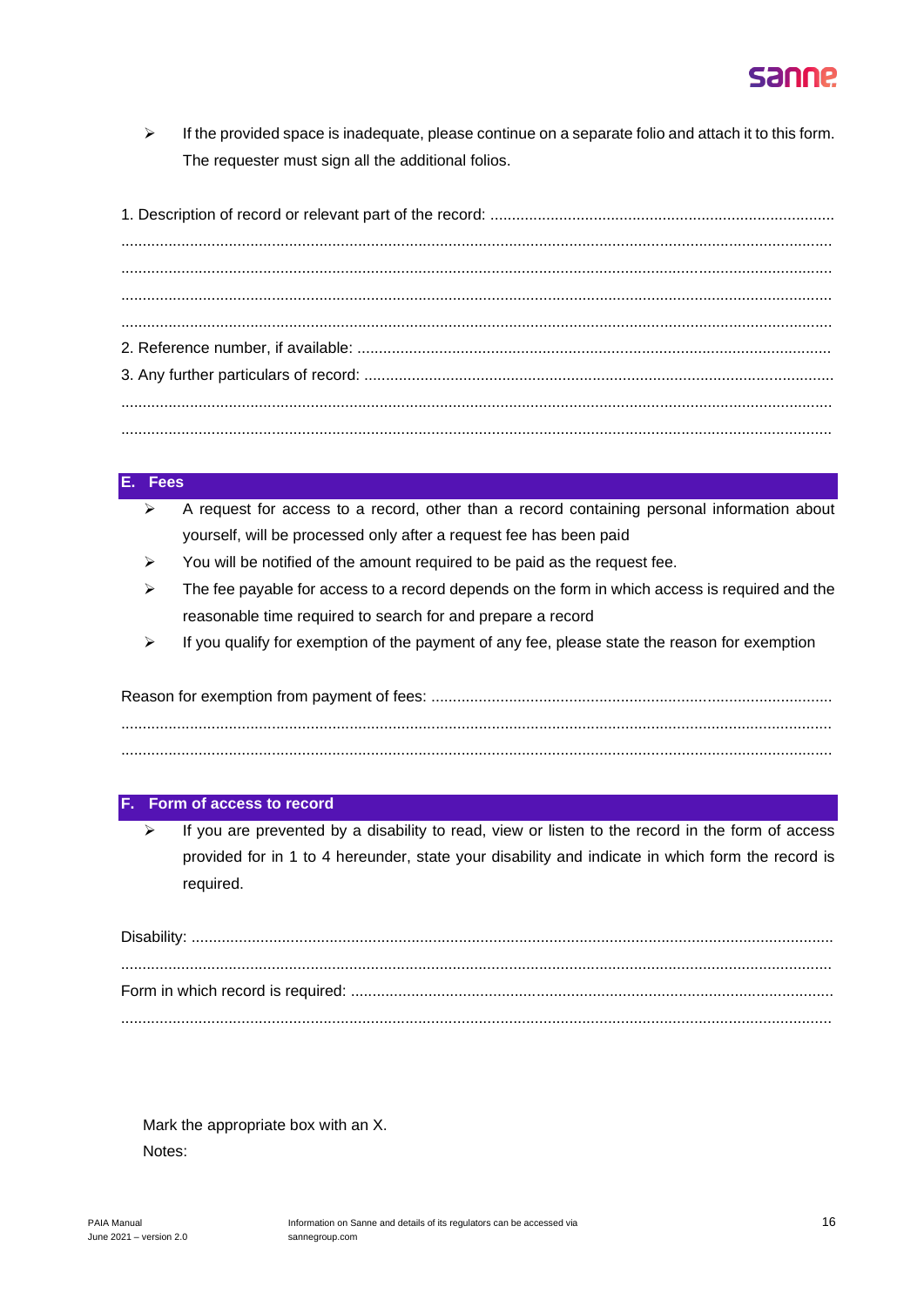- If the provided space is inadequate, please continue on a separate folio and attach it to this form. The requester must sign all the additional folios.

1. Description of record or relevant part of the record: ...............................................................................
...................................................................................................................................................
...................................................................................................................................................
...................................................................................................................................................
...................................................................................................................................................
2. Reference number, if available: ............................................................................................................
3. Any further particulars of record: ..........................................................................................................
...................................................................................................................................................
...................................................................................................................................................

## E. Fees

- A request for access to a record, other than a record containing personal information about yourself, will be processed only after a request fee has been paid
- You will be notified of the amount required to be paid as the request fee.
- The fee payable for access to a record depends on the form in which access is required and the reasonable time required to search for and prepare a record
- If you qualify for exemption of the payment of any fee, please state the reason for exemption

Reason for exemption from payment of fees: ...........................................................................................
...................................................................................................................................................
...................................................................................................................................................

## F. Form of access to record

- If you are prevented by a disability to read, view or listen to the record in the form of access provided for in 1 to 4 hereunder, state your disability and indicate in which form the record is required.

Disability: ..................................................................................................................................................
...................................................................................................................................................
Form in which record is required: ..............................................................................................................
...................................................................................................................................................

Mark the appropriate box with an X.

Notes: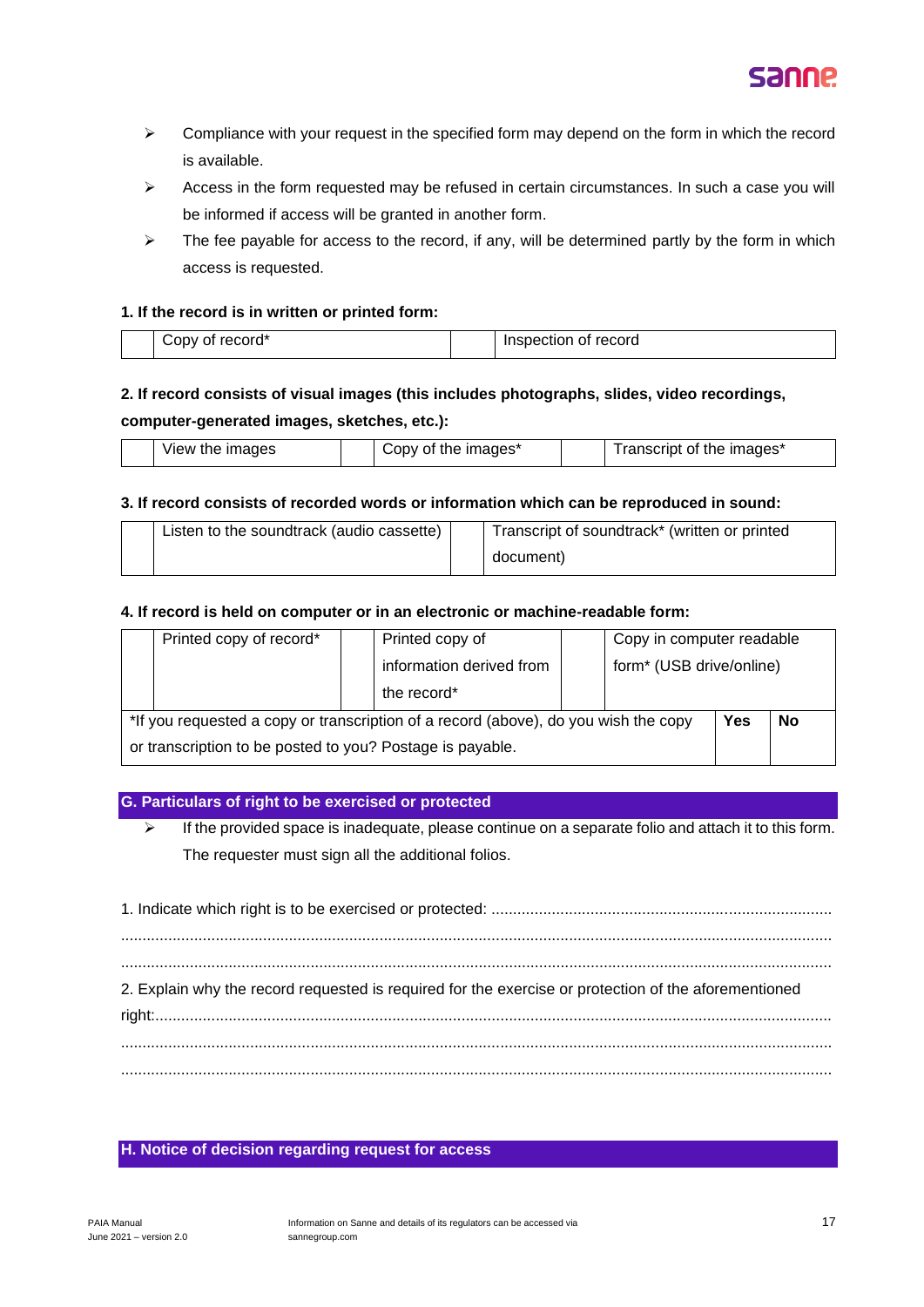- Compliance with your request in the specified form may depend on the form in which the record is available.
- Access in the form requested may be refused in certain circumstances. In such a case you will be informed if access will be granted in another form.
- The fee payable for access to the record, if any, will be determined partly by the form in which access is requested.

**1. If the record is in written or printed form:**

| | Copy of record* | | Inspection of record |
|---|---|---|---|

**2. If record consists of visual images (this includes photographs, slides, video recordings, computer-generated images, sketches, etc.):**

| | View the images | | Copy of the images* | | Transcript of the images* |
|---|---|---|---|---|---|

**3. If record consists of recorded words or information which can be reproduced in sound:**

| | Listen to the soundtrack (audio cassette) | | Transcript of soundtrack* (written or printed document) |
|---|---|---|---|

**4. If record is held on computer or in an electronic or machine-readable form:**

| | Printed copy of record* | | Printed copy of information derived from the record* | | Copy in computer readable form* (USB drive/online) |
|---|---|---|---|---|---|
| *If you requested a copy or transcription of a record (above), do you wish the copy or transcription to be posted to you? Postage is payable. | | | | **Yes** | **No** |

## G. Particulars of right to be exercised or protected

- If the provided space is inadequate, please continue on a separate folio and attach it to this form. The requester must sign all the additional folios.

1. Indicate which right is to be exercised or protected: ...............................................................................
.................................................................................................................................................................
.................................................................................................................................................................

2. Explain why the record requested is required for the exercise or protection of the aforementioned right:.........................................................................................................................................................
.................................................................................................................................................................
.................................................................................................................................................................

## H. Notice of decision regarding request for access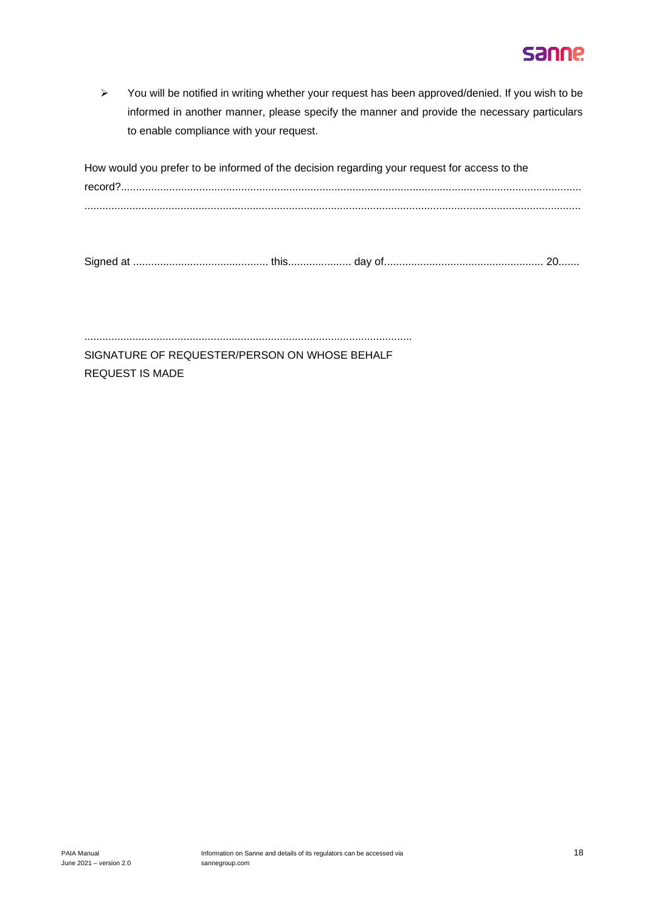- You will be notified in writing whether your request has been approved/denied. If you wish to be informed in another manner, please specify the manner and provide the necessary particulars to enable compliance with your request.

How would you prefer to be informed of the decision regarding your request for access to the record?.......................................................................................................................................................
....................................................................................................................................................................

Signed at ............................................ this..................... day of.................................................... 20.......

.............................................................................................................
SIGNATURE OF REQUESTER/PERSON ON WHOSE BEHALF REQUEST IS MADE